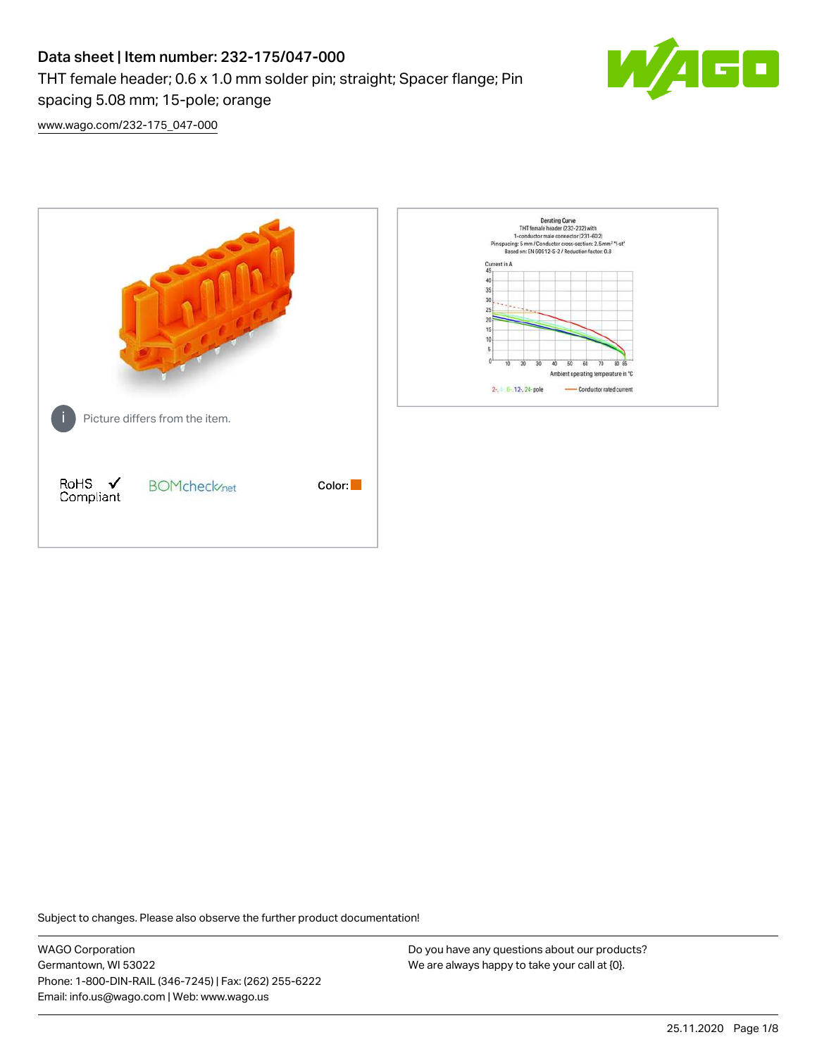# Data sheet | Item number: 232-175/047-000

THT female header; 0.6 x 1.0 mm solder pin; straight; Spacer flange; Pin spacing 5.08 mm; 15-pole; orange

www.wago.com/232-175_047-000

Picture differs from the item.

RoHS ✓ Compliant

BOMcheck.net

Color:

Derating Curve
THT female header (232-232) with
1-conductor male connector (231-602)
Pin spacing: 5 mm / Conductor cross-section: 2.5 mm² "f-st"
Based on: EN 60512-5-2 / Reduction factor: 0.8

Current in A

Ambient operating temperature in °C

2-, 4-, 6-, 12-, 24-pole — Conductor rated current

Subject to changes. Please also observe the further product documentation!

WAGO Corporation
Germantown, WI 53022
Phone: 1-800-DIN-RAIL (346-7245) | Fax: (262) 255-6222
Email: info.us@wago.com | Web: www.wago.us

Do you have any questions about our products?
We are always happy to take your call at {0}.

25.11.2020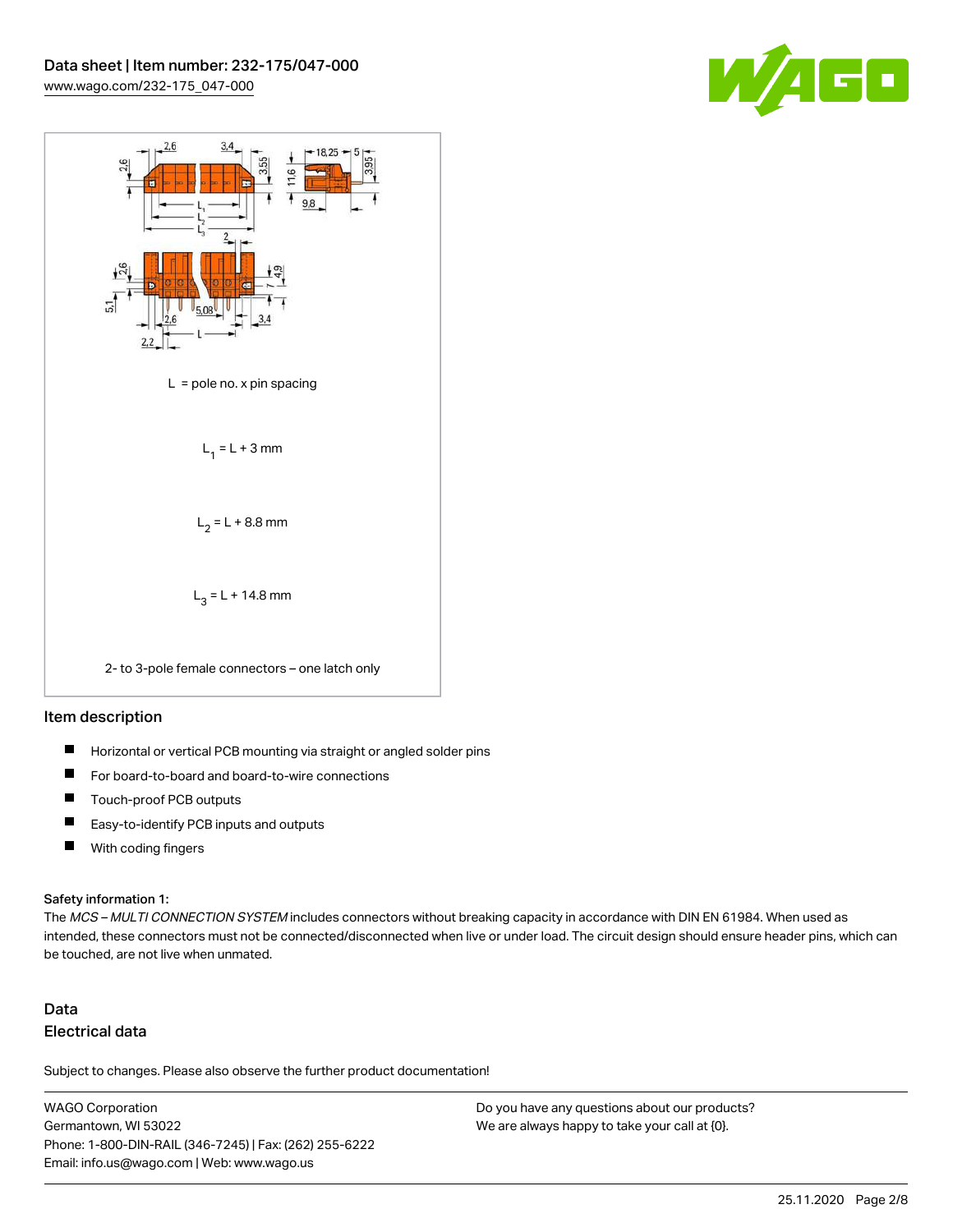L = pole no. x pin spacing

$L_1 = L + 3$ mm

$L_2 = L + 8.8$ mm

$L_3 = L + 14.8$ mm

2- to 3-pole female connectors – one latch only

## Item description

- Horizontal or vertical PCB mounting via straight or angled solder pins
- For board-to-board and board-to-wire connections
- Touch-proof PCB outputs
- Easy-to-identify PCB inputs and outputs
- With coding fingers

Safety information 1:
The *MCS – MULTI CONNECTION SYSTEM* includes connectors without breaking capacity in accordance with DIN EN 61984. When used as intended, these connectors must not be connected/disconnected when live or under load. The circuit design should ensure header pins, which can be touched, are not live when unmated.

## Data

### Electrical data

Subject to changes. Please also observe the further product documentation!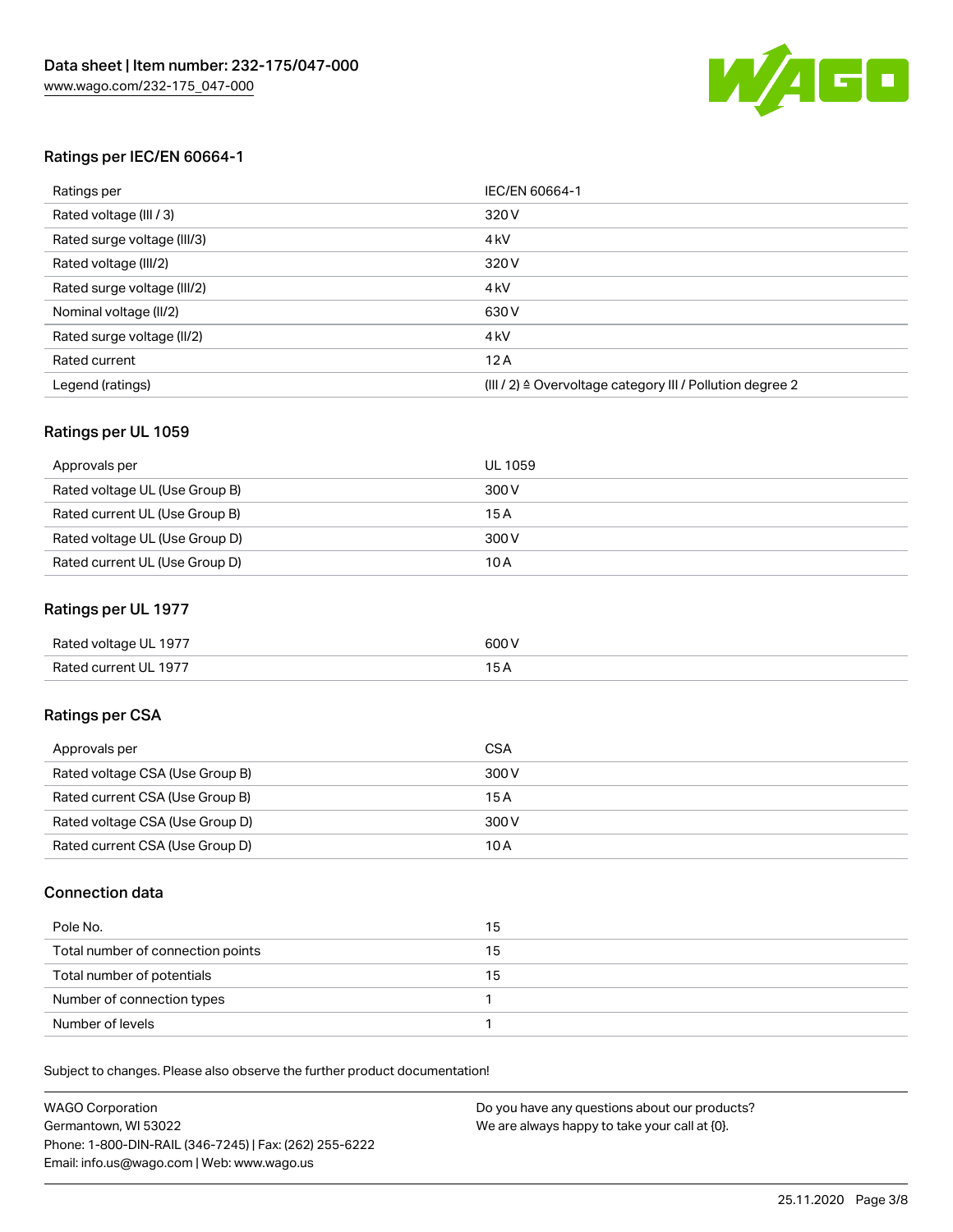## Ratings per IEC/EN 60664-1

| Ratings per | IEC/EN 60664-1 |
| --- | --- |
| Rated voltage (III / 3) | 320 V |
| Rated surge voltage (III/3) | 4 kV |
| Rated voltage (III/2) | 320 V |
| Rated surge voltage (III/2) | 4 kV |
| Nominal voltage (II/2) | 630 V |
| Rated surge voltage (II/2) | 4 kV |
| Rated current | 12 A |
| Legend (ratings) | (III / 2) ≙ Overvoltage category III / Pollution degree 2 |

## Ratings per UL 1059

| Approvals per | UL 1059 |
| --- | --- |
| Rated voltage UL (Use Group B) | 300 V |
| Rated current UL (Use Group B) | 15 A |
| Rated voltage UL (Use Group D) | 300 V |
| Rated current UL (Use Group D) | 10 A |

## Ratings per UL 1977

| Rated voltage UL 1977 | 600 V |
| --- | --- |
| Rated current UL 1977 | 15 A |

## Ratings per CSA

| Approvals per | CSA |
| --- | --- |
| Rated voltage CSA (Use Group B) | 300 V |
| Rated current CSA (Use Group B) | 15 A |
| Rated voltage CSA (Use Group D) | 300 V |
| Rated current CSA (Use Group D) | 10 A |

## Connection data

| Pole No. | 15 |
| --- | --- |
| Total number of connection points | 15 |
| Total number of potentials | 15 |
| Number of connection types | 1 |
| Number of levels | 1 |

Subject to changes. Please also observe the further product documentation!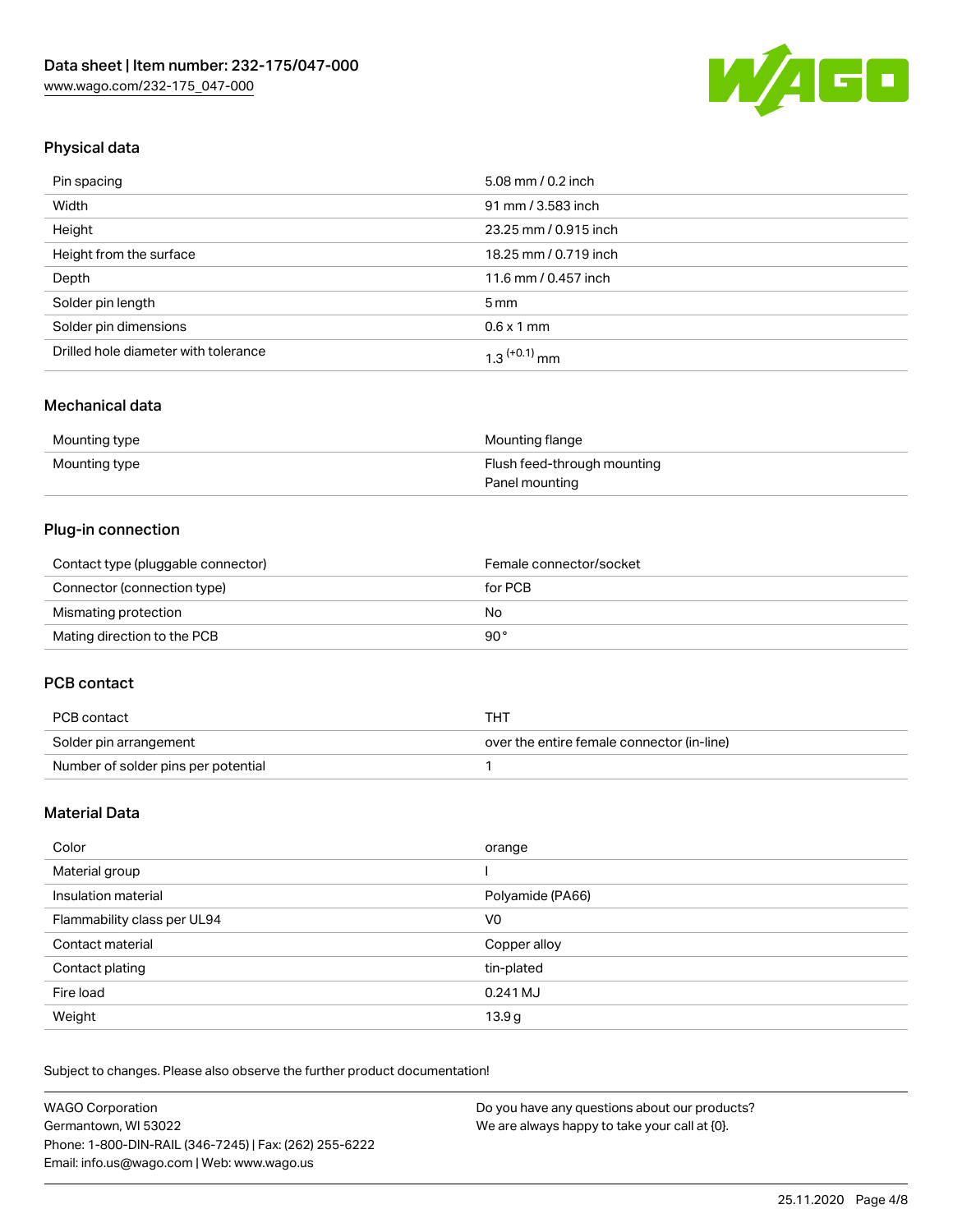## Physical data

| | |
|---|---|
| Pin spacing | 5.08 mm / 0.2 inch |
| Width | 91 mm / 3.583 inch |
| Height | 23.25 mm / 0.915 inch |
| Height from the surface | 18.25 mm / 0.719 inch |
| Depth | 11.6 mm / 0.457 inch |
| Solder pin length | 5 mm |
| Solder pin dimensions | 0.6 x 1 mm |
| Drilled hole diameter with tolerance | 1.3 $^{(+0.1)}$ mm |

## Mechanical data

| | |
|---|---|
| Mounting type | Mounting flange |
| Mounting type | Flush feed-through mounting<br>Panel mounting |

## Plug-in connection

| | |
|---|---|
| Contact type (pluggable connector) | Female connector/socket |
| Connector (connection type) | for PCB |
| Mismating protection | No |
| Mating direction to the PCB | 90° |

## PCB contact

| | |
|---|---|
| PCB contact | THT |
| Solder pin arrangement | over the entire female connector (in-line) |
| Number of solder pins per potential | 1 |

## Material Data

| | |
|---|---|
| Color | orange |
| Material group | I |
| Insulation material | Polyamide (PA66) |
| Flammability class per UL94 | V0 |
| Contact material | Copper alloy |
| Contact plating | tin-plated |
| Fire load | 0.241 MJ |
| Weight | 13.9 g |

Subject to changes. Please also observe the further product documentation!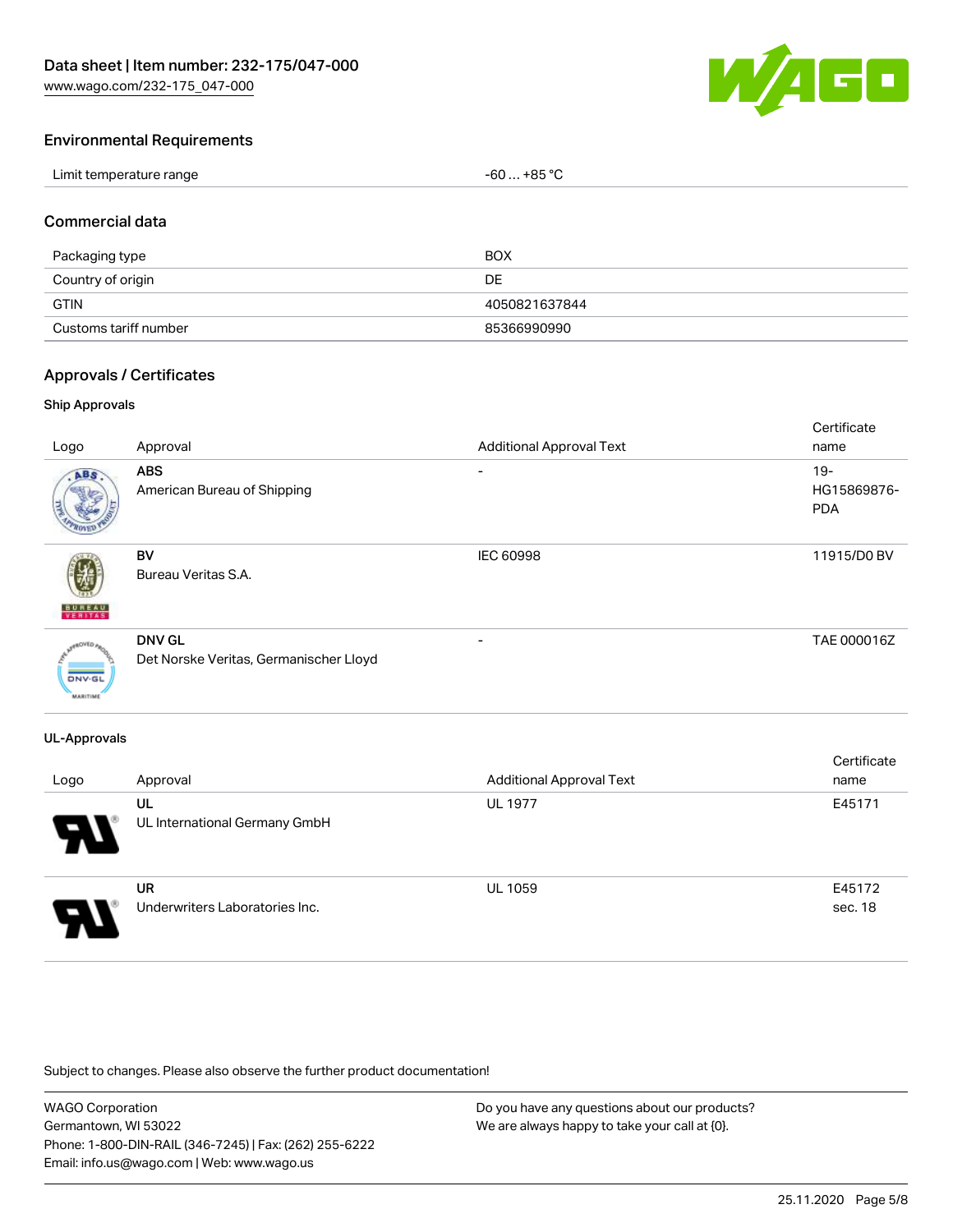## Environmental Requirements

| | |
|---|---|
| Limit temperature range | -60 … +85 °C |

## Commercial data

| | |
|---|---|
| Packaging type | BOX |
| Country of origin | DE |
| GTIN | 4050821637844 |
| Customs tariff number | 85366990990 |

## Approvals / Certificates

### Ship Approvals

| Logo | Approval | Additional Approval Text | Certificate name |
|---|---|---|---|
| | **ABS**<br>American Bureau of Shipping | - | 19-HG15869876-PDA |
| | **BV**<br>Bureau Veritas S.A. | IEC 60998 | 11915/D0 BV |
| | **DNV GL**<br>Det Norske Veritas, Germanischer Lloyd | - | TAE 000016Z |

### UL-Approvals

| Logo | Approval | Additional Approval Text | Certificate name |
|---|---|---|---|
| | **UL**<br>UL International Germany GmbH | UL 1977 | E45171 |
| | **UR**<br>Underwriters Laboratories Inc. | UL 1059 | E45172 sec. 18 |

Subject to changes. Please also observe the further product documentation!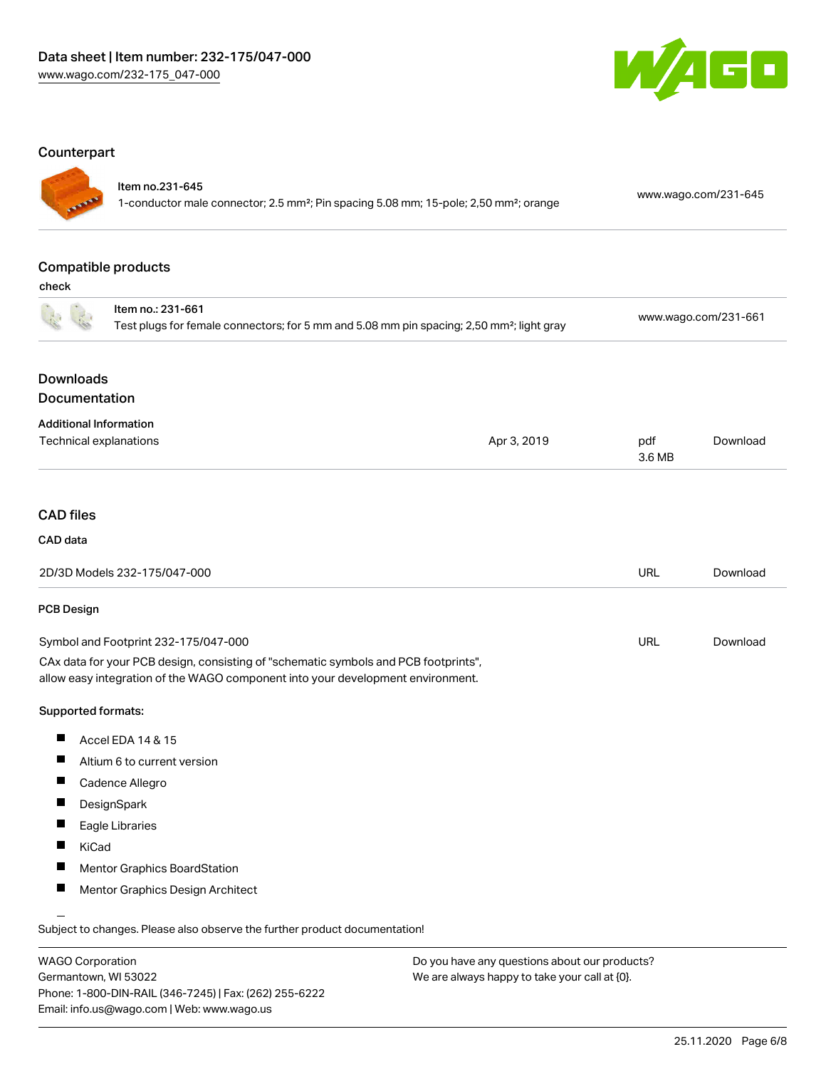## Counterpart

| | | |
|---|---|---|
| Item no.231-645<br>1-conductor male connector; 2.5 mm²; Pin spacing 5.08 mm; 15-pole; 2,50 mm²; orange | www.wago.com/231-645 |

## Compatible products

check

| | |
|---|---|
| Item no.: 231-661<br>Test plugs for female connectors; for 5 mm and 5.08 mm pin spacing; 2,50 mm²; light gray | www.wago.com/231-661 |

## Downloads
## Documentation

### Additional Information

| | | | |
|---|---|---|---|
| Technical explanations | Apr 3, 2019 | pdf<br>3.6 MB | Download |

## CAD files

### CAD data

| | | |
|---|---|---|
| 2D/3D Models 232-175/047-000 | URL | Download |

### PCB Design

| | | |
|---|---|---|
| Symbol and Footprint 232-175/047-000 | URL | Download |

CAx data for your PCB design, consisting of "schematic symbols and PCB footprints", allow easy integration of the WAGO component into your development environment.

**Supported formats:**

- Accel EDA 14 & 15
- Altium 6 to current version
- Cadence Allegro
- DesignSpark
- Eagle Libraries
- KiCad
- Mentor Graphics BoardStation
- Mentor Graphics Design Architect

Subject to changes. Please also observe the further product documentation!

WAGO Corporation
Germantown, WI 53022
Phone: 1-800-DIN-RAIL (346-7245) | Fax: (262) 255-6222
Email: info.us@wago.com | Web: www.wago.us

Do you have any questions about our products?
We are always happy to take your call at {0}.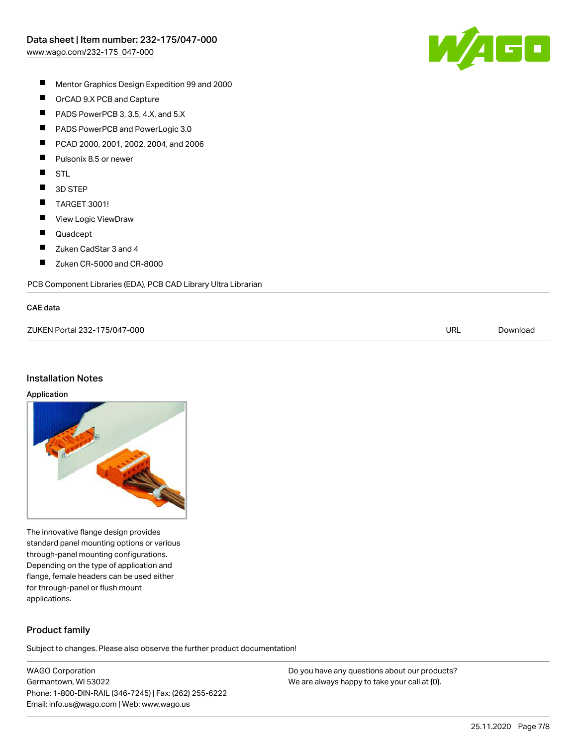- Mentor Graphics Design Expedition 99 and 2000
- OrCAD 9.X PCB and Capture
- PADS PowerPCB 3, 3.5, 4.X, and 5.X
- PADS PowerPCB and PowerLogic 3.0
- PCAD 2000, 2001, 2002, 2004, and 2006
- Pulsonix 8.5 or newer
- STL
- 3D STEP
- TARGET 3001!
- View Logic ViewDraw
- Quadcept
- Zuken CadStar 3 and 4
- Zuken CR-5000 and CR-8000

PCB Component Libraries (EDA), PCB CAD Library Ultra Librarian

### CAE data

| | | |
|---|---|---|
| ZUKEN Portal 232-175/047-000 | URL | Download |

## Installation Notes

### Application

The innovative flange design provides standard panel mounting options or various through-panel mounting configurations. Depending on the type of application and flange, female headers can be used either for through-panel or flush mount applications.

## Product family

Subject to changes. Please also observe the further product documentation!

WAGO Corporation
Germantown, WI 53022
Phone: 1-800-DIN-RAIL (346-7245) | Fax: (262) 255-6222
Email: info.us@wago.com | Web: www.wago.us

Do you have any questions about our products?
We are always happy to take your call at {0}.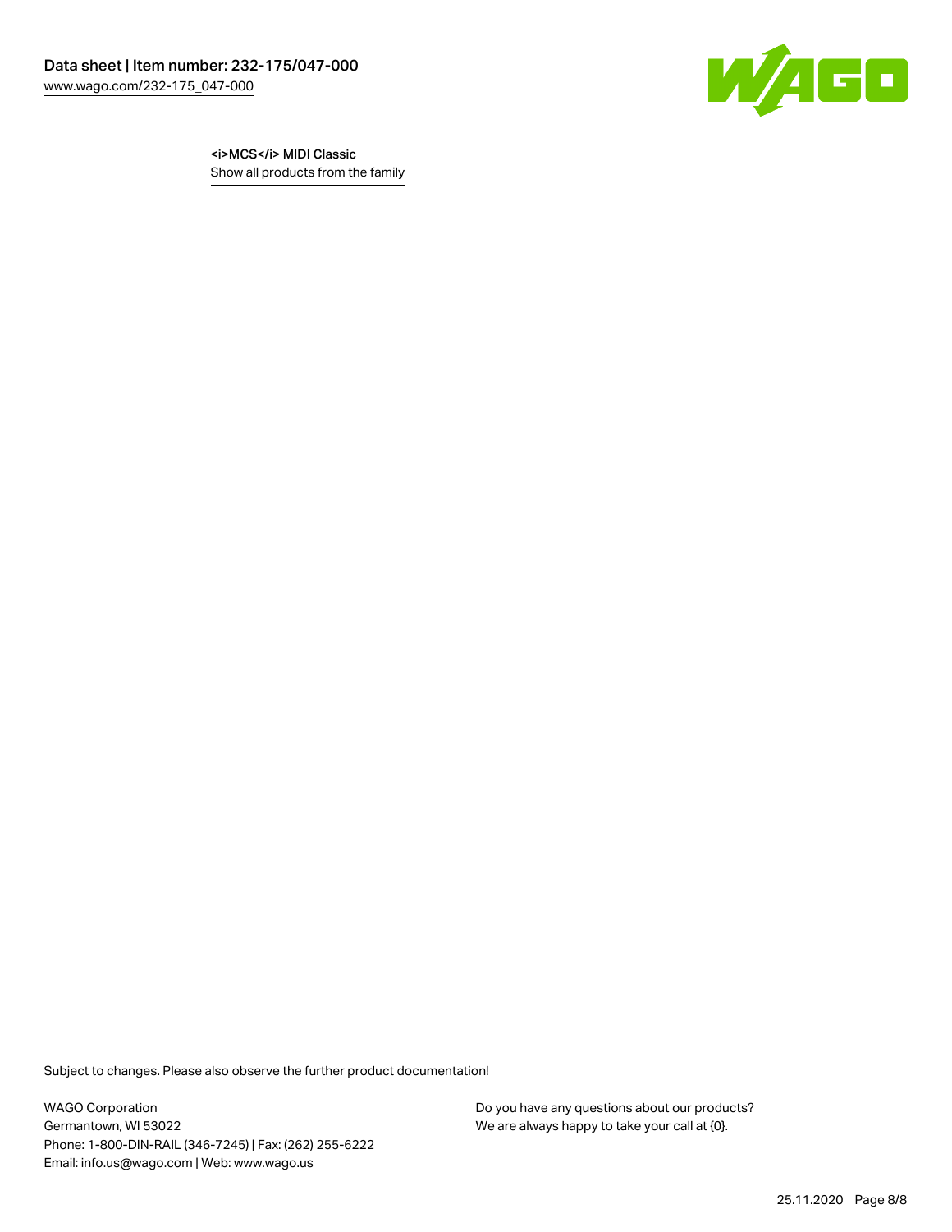<i>MCS</i> MIDI Classic
Show all products from the family